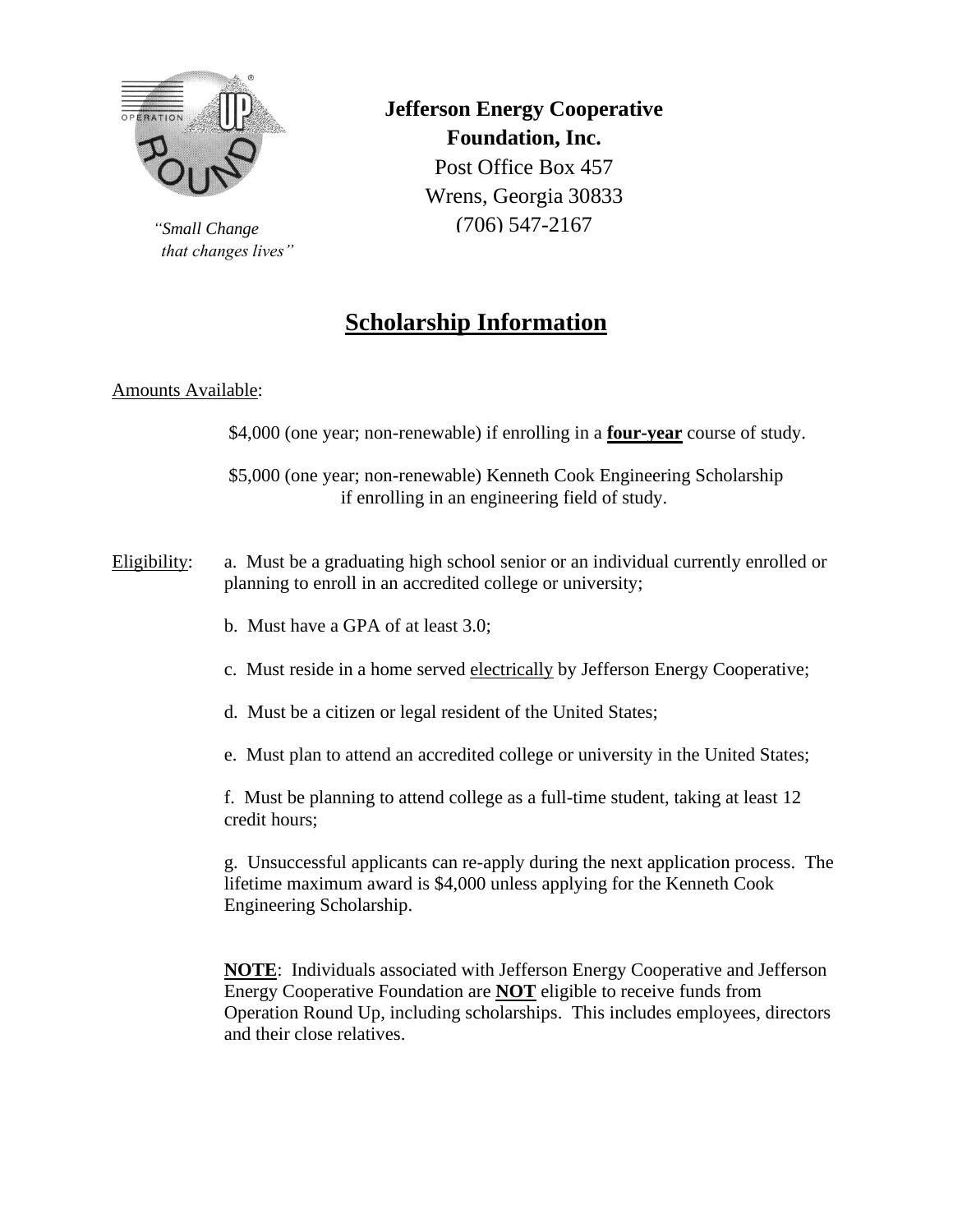*"Small Change that changes lives"*

**Jefferson Energy Cooperative Foundation, Inc.**
Post Office Box 457
Wrens, Georgia 30833
(706) 547-2167

# Scholarship Information

Amounts Available:

$4,000 (one year; non-renewable) if enrolling in a **four-year** course of study.

$5,000 (one year; non-renewable) Kenneth Cook Engineering Scholarship if enrolling in an engineering field of study.

Eligibility:

a. Must be a graduating high school senior or an individual currently enrolled or planning to enroll in an accredited college or university;

b. Must have a GPA of at least 3.0;

c. Must reside in a home served electrically by Jefferson Energy Cooperative;

d. Must be a citizen or legal resident of the United States;

e. Must plan to attend an accredited college or university in the United States;

f. Must be planning to attend college as a full-time student, taking at least 12 credit hours;

g. Unsuccessful applicants can re-apply during the next application process. The lifetime maximum award is $4,000 unless applying for the Kenneth Cook Engineering Scholarship.

**NOTE**: Individuals associated with Jefferson Energy Cooperative and Jefferson Energy Cooperative Foundation are **NOT** eligible to receive funds from Operation Round Up, including scholarships. This includes employees, directors and their close relatives.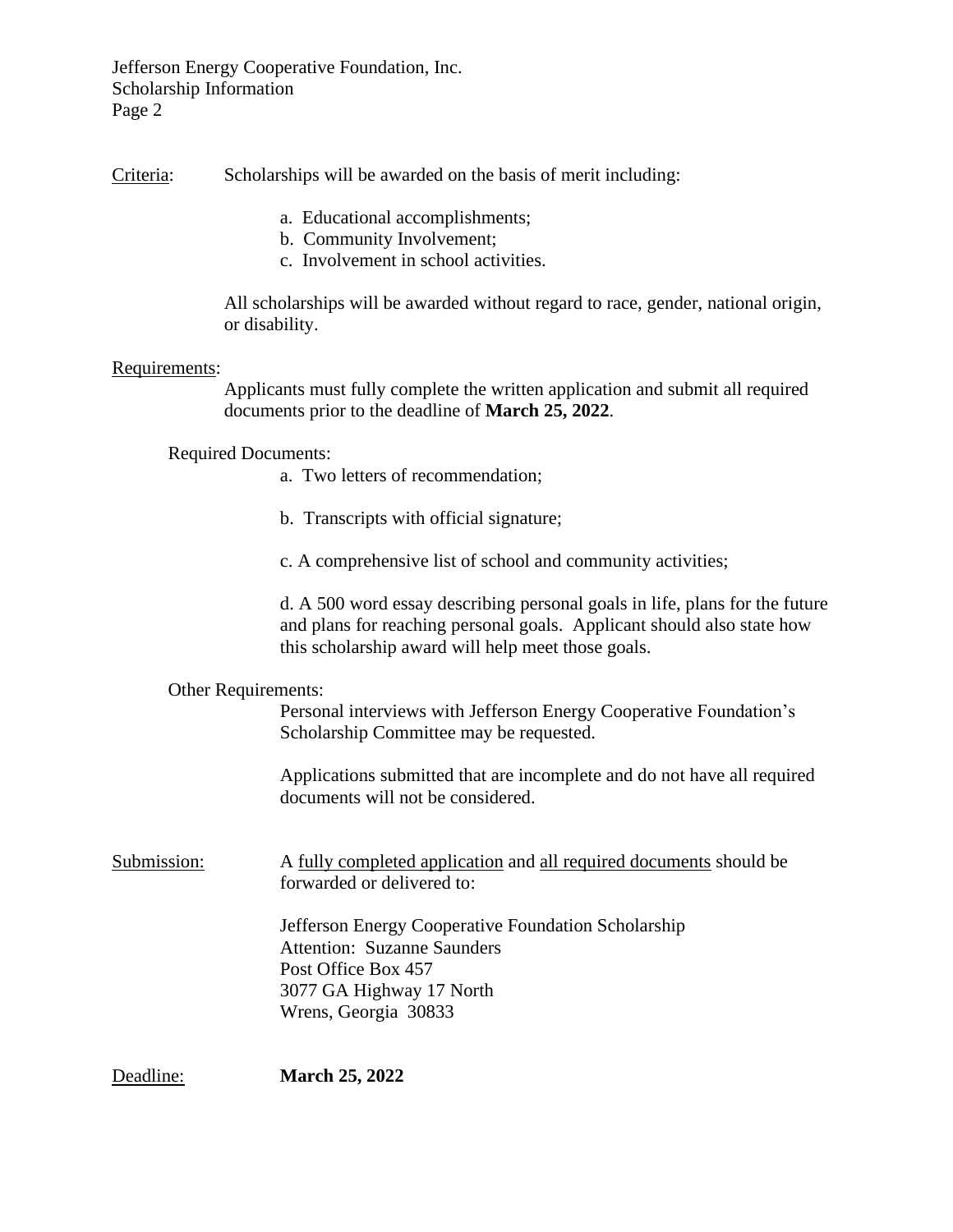Criteria: Scholarships will be awarded on the basis of merit including:

a. Educational accomplishments;
b. Community Involvement;
c. Involvement in school activities.

All scholarships will be awarded without regard to race, gender, national origin, or disability.

Requirements:

Applicants must fully complete the written application and submit all required documents prior to the deadline of **March 25, 2022**.

Required Documents:

a. Two letters of recommendation;

b. Transcripts with official signature;

c. A comprehensive list of school and community activities;

d. A 500 word essay describing personal goals in life, plans for the future and plans for reaching personal goals. Applicant should also state how this scholarship award will help meet those goals.

Other Requirements:

Personal interviews with Jefferson Energy Cooperative Foundation's Scholarship Committee may be requested.

Applications submitted that are incomplete and do not have all required documents will not be considered.

Submission: A fully completed application and all required documents should be forwarded or delivered to:

Jefferson Energy Cooperative Foundation Scholarship
Attention: Suzanne Saunders
Post Office Box 457
3077 GA Highway 17 North
Wrens, Georgia 30833

Deadline: **March 25, 2022**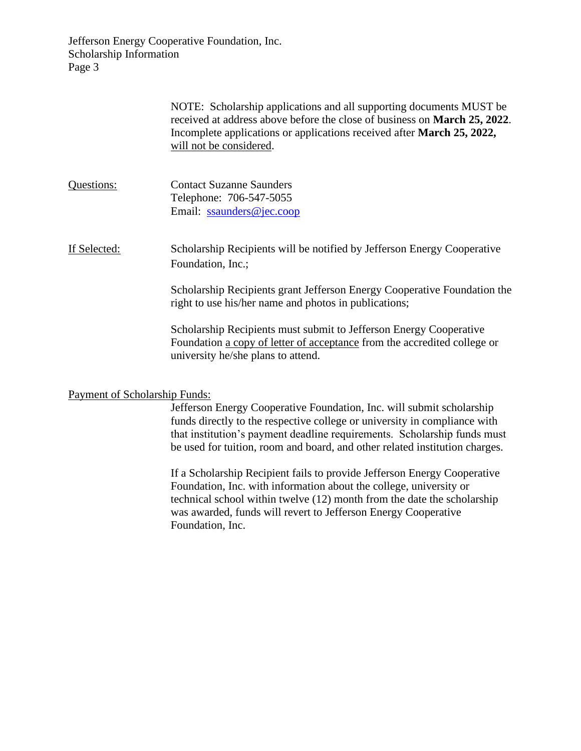NOTE: Scholarship applications and all supporting documents MUST be received at address above before the close of business on **March 25, 2022**. Incomplete applications or applications received after **March 25, 2022,** <u>will not be considered</u>.

<u>Questions:</u>

Contact Suzanne Saunders
Telephone: 706-547-5055
Email: ssaunders@jec.coop

<u>If Selected:</u>

Scholarship Recipients will be notified by Jefferson Energy Cooperative Foundation, Inc.;

Scholarship Recipients grant Jefferson Energy Cooperative Foundation the right to use his/her name and photos in publications;

Scholarship Recipients must submit to Jefferson Energy Cooperative Foundation <u>a copy of letter of acceptance</u> from the accredited college or university he/she plans to attend.

<u>Payment of Scholarship Funds:</u>

Jefferson Energy Cooperative Foundation, Inc. will submit scholarship funds directly to the respective college or university in compliance with that institution's payment deadline requirements. Scholarship funds must be used for tuition, room and board, and other related institution charges.

If a Scholarship Recipient fails to provide Jefferson Energy Cooperative Foundation, Inc. with information about the college, university or technical school within twelve (12) month from the date the scholarship was awarded, funds will revert to Jefferson Energy Cooperative Foundation, Inc.